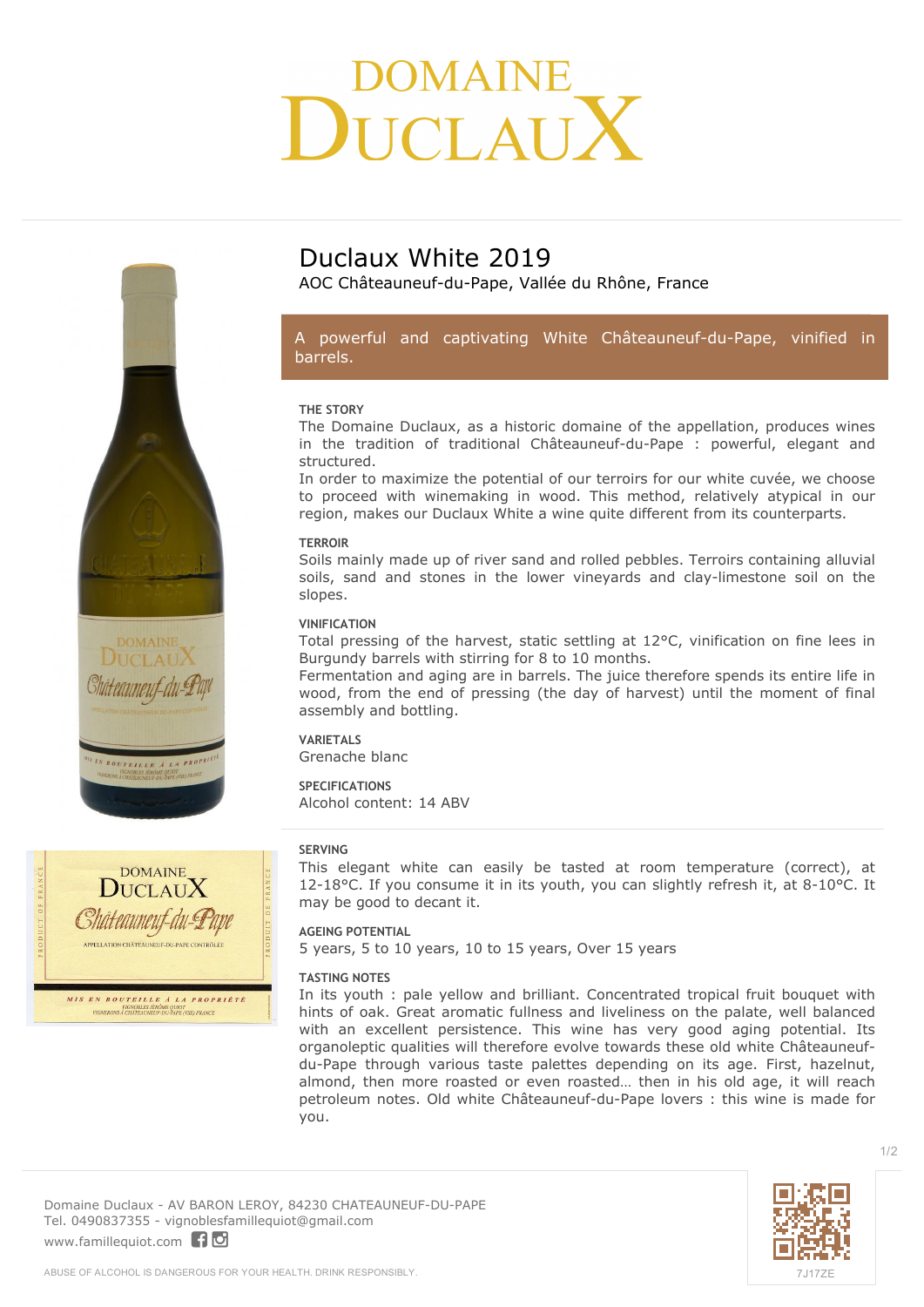# DOMAINE DUCLAUX

## Duclaux White 2019

AOC Châteauneuf-du-Pape, Vallée du Rhône, France

A powerful and captivating White Châteauneuf-du-Pape, vinified in barrels.

### THE STORY

The Domaine Duclaux, as a historic domaine of the appellation, produces wines in the tradition of traditional Châteauneuf-du-Pape : powerful, elegant and structured.
In order to maximize the potential of our terroirs for our white cuvée, we choose to proceed with winemaking in wood. This method, relatively atypical in our region, makes our Duclaux White a wine quite different from its counterparts.

### TERROIR

Soils mainly made up of river sand and rolled pebbles. Terroirs containing alluvial soils, sand and stones in the lower vineyards and clay-limestone soil on the slopes.

### VINIFICATION

Total pressing of the harvest, static settling at 12°C, vinification on fine lees in Burgundy barrels with stirring for 8 to 10 months.
Fermentation and aging are in barrels. The juice therefore spends its entire life in wood, from the end of pressing (the day of harvest) until the moment of final assembly and bottling.

### VARIETALS

Grenache blanc

### SPECIFICATIONS

Alcohol content: 14 ABV

### SERVING

This elegant white can easily be tasted at room temperature (correct), at 12-18°C. If you consume it in its youth, you can slightly refresh it, at 8-10°C. It may be good to decant it.

### AGEING POTENTIAL

5 years, 5 to 10 years, 10 to 15 years, Over 15 years

### TASTING NOTES

In its youth : pale yellow and brilliant. Concentrated tropical fruit bouquet with hints of oak. Great aromatic fullness and liveliness on the palate, well balanced with an excellent persistence. This wine has very good aging potential. Its organoleptic qualities will therefore evolve towards these old white Châteauneuf-du-Pape through various taste palettes depending on its age. First, hazelnut, almond, then more roasted or even roasted… then in his old age, it will reach petroleum notes. Old white Châteauneuf-du-Pape lovers : this wine is made for you.

Domaine Duclaux - AV BARON LEROY, 84230 CHATEAUNEUF-DU-PAPE
Tel. 0490837355 - vignoblesfamillequiot@gmail.com
www.famillequiot.com

7J17ZE

ABUSE OF ALCOHOL IS DANGEROUS FOR YOUR HEALTH. DRINK RESPONSIBLY.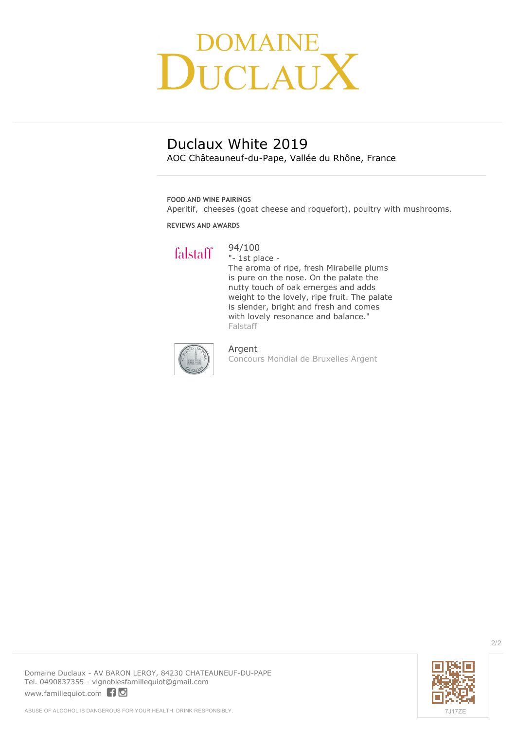# Domaine Duclaux

## Duclaux White 2019

AOC Châteauneuf-du-Pape, Vallée du Rhône, France

**FOOD AND WINE PAIRINGS**

Aperitif, cheeses (goat cheese and roquefort), poultry with mushrooms.

**REVIEWS AND AWARDS**

falstaff

94/100

"- 1st place -
The aroma of ripe, fresh Mirabelle plums is pure on the nose. On the palate the nutty touch of oak emerges and adds weight to the lovely, ripe fruit. The palate is slender, bright and fresh and comes with lovely resonance and balance."

Falstaff

Argent

Concours Mondial de Bruxelles Argent

Domaine Duclaux - AV BARON LEROY, 84230 CHATEAUNEUF-DU-PAPE
Tel. 0490837355 - vignoblesfamillequiot@gmail.com
www.famillequiot.com

ABUSE OF ALCOHOL IS DANGEROUS FOR YOUR HEALTH. DRINK RESPONSIBLY.

7J17ZE